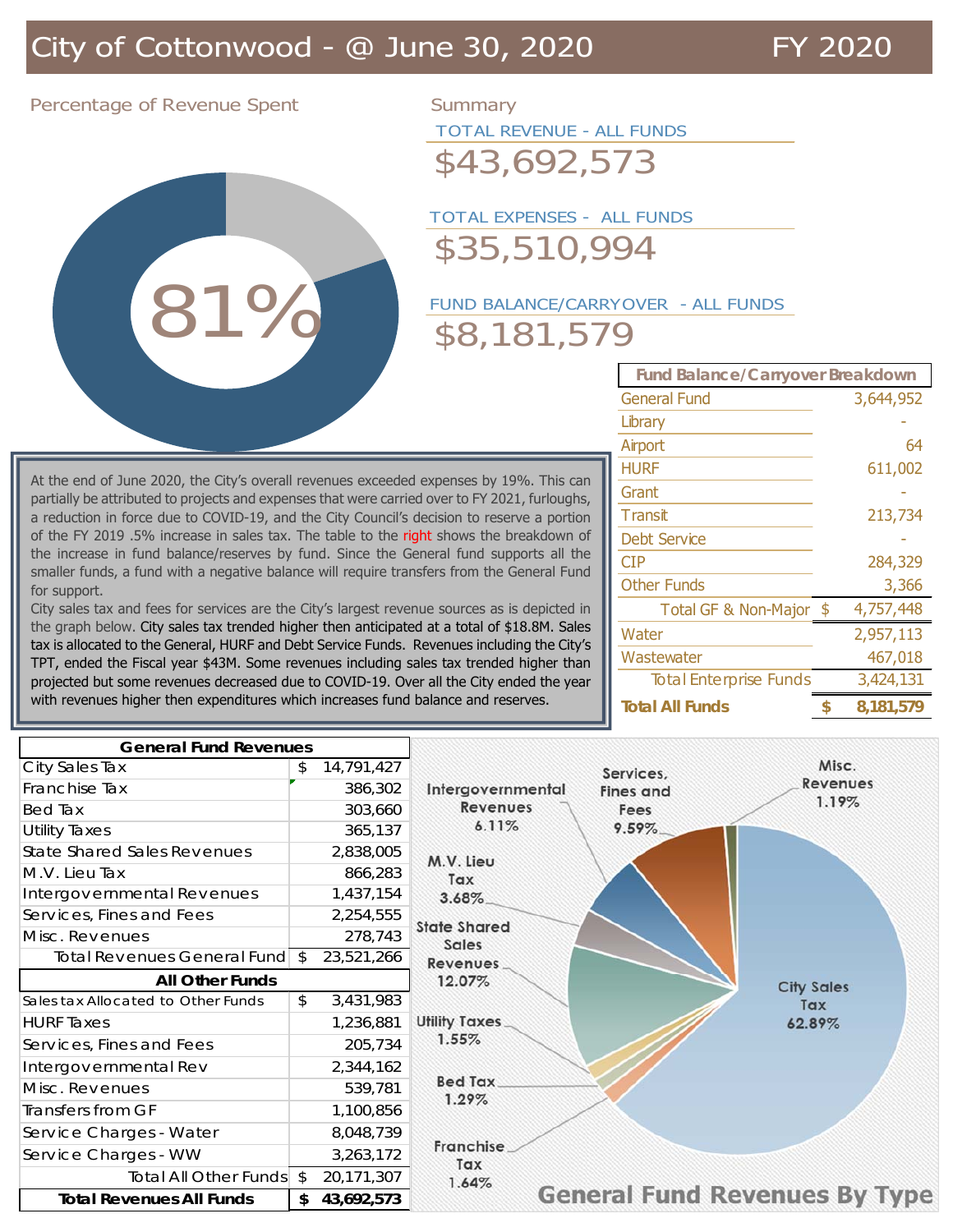# City of Cottonwood - @ June 30, 2020 — FY 2020

## Percentage of Revenue Spent

81%

## Summary

**TOTAL REVENUE - ALL FUNDS**

$43,692,573

**TOTAL EXPENSES - ALL FUNDS**

$35,510,994

**FUND BALANCE/CARRYOVER - ALL FUNDS**

$8,181,579

| Fund Balance/Carryover Breakdown | |
|---|---|
| General Fund | 3,644,952 |
| Library | - |
| Airport | 64 |
| HURF | 611,002 |
| Grant | - |
| Transit | 213,734 |
| Debt Service | - |
| CIP | 284,329 |
| Other Funds | 3,366 |
| Total GF & Non-Major | $ 4,757,448 |
| Water | 2,957,113 |
| Wastewater | 467,018 |
| Total Enterprise Funds | 3,424,131 |
| **Total All Funds** | **$ 8,181,579** |

At the end of June 2020, the City's overall revenues exceeded expenses by 19%. This can partially be attributed to projects and expenses that were carried over to FY 2021, furloughs, a reduction in force due to COVID-19, and the City Council's decision to reserve a portion of the FY 2019 .5% increase in sales tax. The table to the right shows the breakdown of the increase in fund balance/reserves by fund. Since the General fund supports all the smaller funds, a fund with a negative balance will require transfers from the General Fund for support.

City sales tax and fees for services are the City's largest revenue sources as is depicted in the graph below. City sales tax trended higher then anticipated at a total of $18.8M. Sales tax is allocated to the General, HURF and Debt Service Funds. Revenues including the City's TPT, ended the Fiscal year $43M. Some revenues including sales tax trended higher than projected but some revenues decreased due to COVID-19. Over all the City ended the year with revenues higher then expenditures which increases fund balance and reserves.

| General Fund Revenues | |
|---|---|
| City Sales Tax | $ 14,791,427 |
| Franchise Tax | 386,302 |
| Bed Tax | 303,660 |
| Utility Taxes | 365,137 |
| State Shared Sales Revenues | 2,838,005 |
| M.V. Lieu Tax | 866,283 |
| Intergovernmental Revenues | 1,437,154 |
| Services, Fines and Fees | 2,254,555 |
| Misc. Revenues | 278,743 |
| Total Revenues General Fund | $ 23,521,266 |
| **All Other Funds** | |
| Sales tax Allocated to Other Funds | $ 3,431,983 |
| HURF Taxes | 1,236,881 |
| Services, Fines and Fees | 205,734 |
| Intergovernmental Rev | 2,344,162 |
| Misc. Revenues | 539,781 |
| Transfers from GF | 1,100,856 |
| Service Charges - Water | 8,048,739 |
| Service Charges - WW | 3,263,172 |
| Total All Other Funds | $ 20,171,307 |
| **Total Revenues All Funds** | **$ 43,692,573** |

**General Fund Revenues By Type**

| Type | Percent |
|---|---|
| City Sales Tax | 62.89% |
| Franchise Tax | 1.64% |
| Bed Tax | 1.29% |
| Utility Taxes | 1.55% |
| State Shared Sales Revenues | 12.07% |
| M.V. Lieu Tax | 3.68% |
| Intergovernmental Revenues | 6.11% |
| Services, Fines and Fees | 9.59% |
| Misc. Revenues | 1.19% |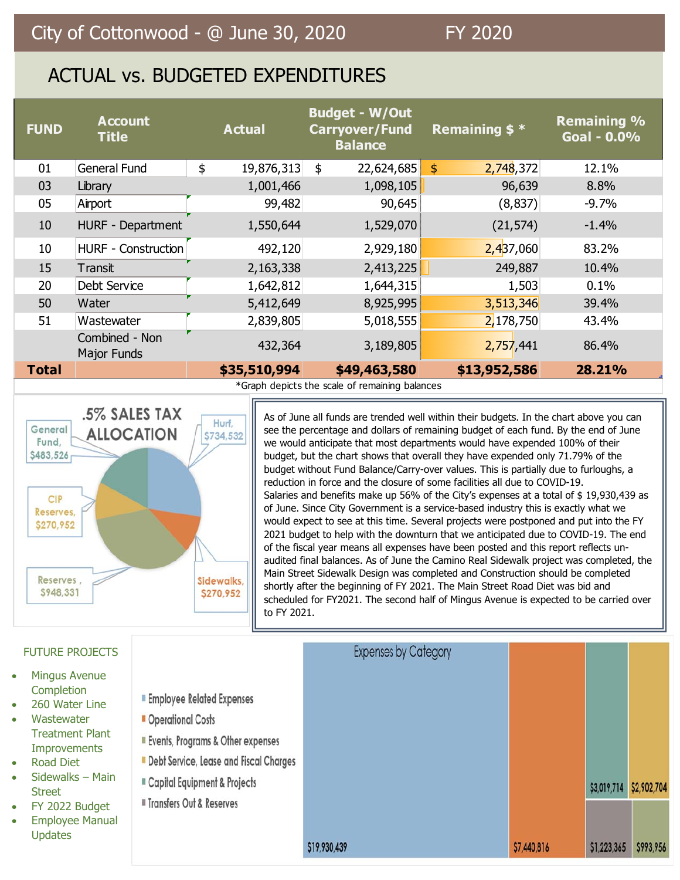# City of Cottonwood - @ June 30, 2020 FY 2020

## ACTUAL vs. BUDGETED EXPENDITURES

| FUND | Account Title | Actual | Budget - W/Out Carryover/Fund Balance | Remaining $ * | Remaining % Goal - 0.0% |
|---|---|---|---|---|---|
| 01 | General Fund | $ 19,876,313 | $ 22,624,685 | $ 2,748,372 | 12.1% |
| 03 | Library | 1,001,466 | 1,098,105 | 96,639 | 8.8% |
| 05 | Airport | 99,482 | 90,645 | (8,837) | -9.7% |
| 10 | HURF - Department | 1,550,644 | 1,529,070 | (21,574) | -1.4% |
| 10 | HURF - Construction | 492,120 | 2,929,180 | 2,437,060 | 83.2% |
| 15 | Transit | 2,163,338 | 2,413,225 | 249,887 | 10.4% |
| 20 | Debt Service | 1,642,812 | 1,644,315 | 1,503 | 0.1% |
| 50 | Water | 5,412,649 | 8,925,995 | 3,513,346 | 39.4% |
| 51 | Wastewater | 2,839,805 | 5,018,555 | 2,178,750 | 43.4% |
| | Combined - Non Major Funds | 432,364 | 3,189,805 | 2,757,441 | 86.4% |
| **Total** | | **$35,510,994** | **$49,463,580** | **$13,952,586** | **28.21%** |

*Graph depicts the scale of remaining balances

.5% SALES TAX ALLOCATION

General Fund, $483,526

Hurf, $734,532

CIP Reserves, $270,952

Reserves , $948,331

Sidewalks, $270,952

As of June all funds are trended well within their budgets. In the chart above you can see the percentage and dollars of remaining budget of each fund. By the end of June we would anticipate that most departments would have expended 100% of their budget, but the chart shows that overall they have expended only 71.79% of the budget without Fund Balance/Carry-over values. This is partially due to furloughs, a reduction in force and the closure of some facilities all due to COVID-19. Salaries and benefits make up 56% of the City's expenses at a total of $ 19,930,439 as of June. Since City Government is a service-based industry this is exactly what we would expect to see at this time. Several projects were postponed and put into the FY 2021 budget to help with the downturn that we anticipated due to COVID-19. The end of the fiscal year means all expenses have been posted and this report reflects un-audited final balances. As of June the Camino Real Sidewalk project was completed, the Main Street Sidewalk Design was completed and Construction should be completed shortly after the beginning of FY 2021. The Main Street Road Diet was bid and scheduled for FY2021. The second half of Mingus Avenue is expected to be carried over to FY 2021.

FUTURE PROJECTS

- Mingus Avenue Completion
- 260 Water Line
- Wastewater Treatment Plant Improvements
- Road Diet
- Sidewalks – Main Street
- FY 2022 Budget
- Employee Manual Updates

Expenses by Category

Employee Related Expenses

Operational Costs

Events, Programs & Other expenses

Debt Service, Lease and Fiscal Charges

Capital Equipment & Projects

Transfers Out & Reserves

$19,930,439

$7,440,816

$3,019,714

$2,902,704

$1,223,365

$993,956